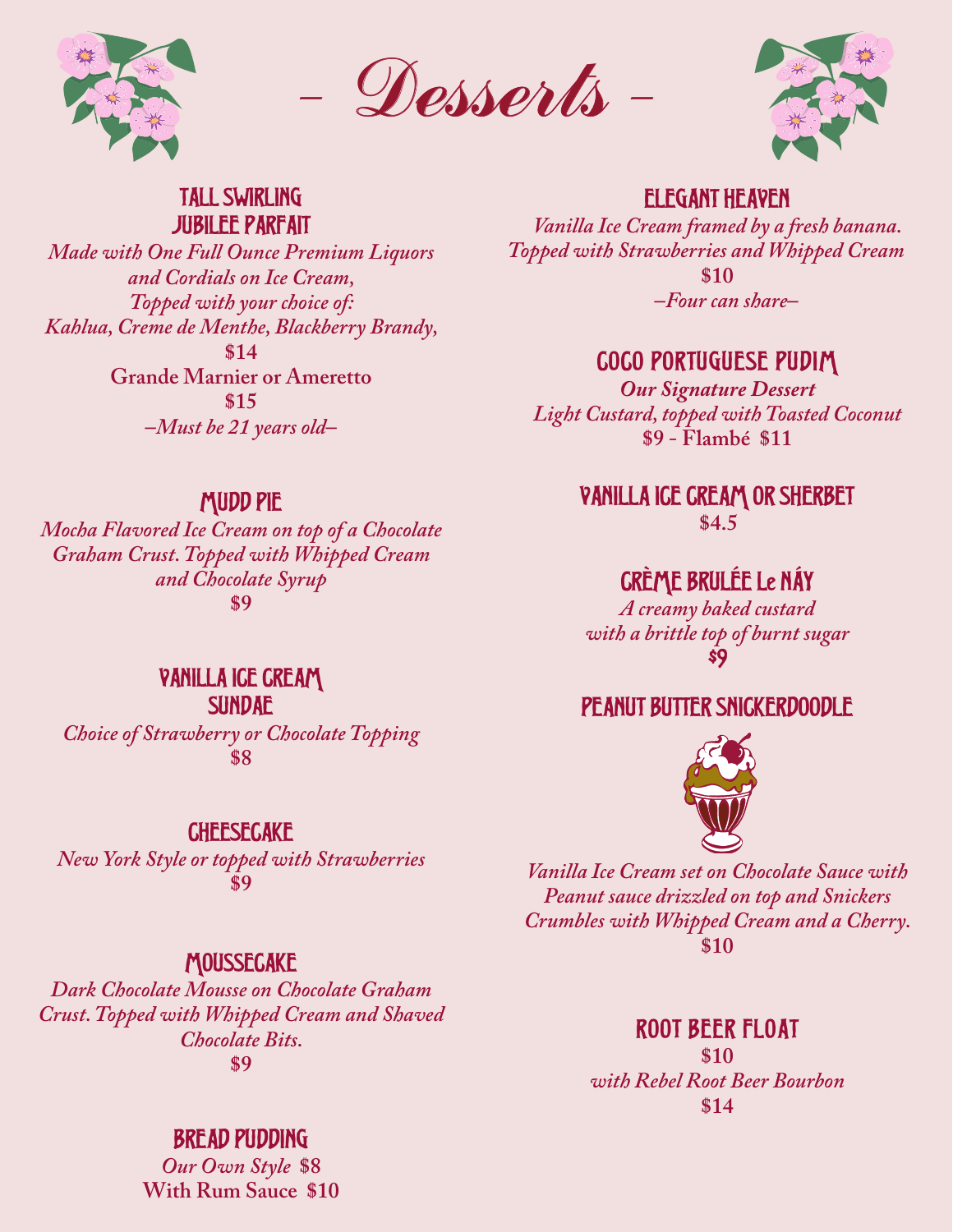# – Desserts –

## TALL SWIRLING JUBILEE PARFAIT

*Made with One Full Ounce Premium Liquors and Cordials on Ice Cream, Topped with your choice of:*
*Kahlua, Creme de Menthe, Blackberry Brandy,*
**$14**
**Grande Marnier or Ameretto**
**$15**
*–Must be 21 years old–*

## MUDD PIE

*Mocha Flavored Ice Cream on top of a Chocolate Graham Crust. Topped with Whipped Cream and Chocolate Syrup*
**$9**

## VANILLA ICE CREAM SUNDAE

*Choice of Strawberry or Chocolate Topping*
**$8**

## CHEESECAKE

*New York Style or topped with Strawberries*
**$9**

## MOUSSECAKE

*Dark Chocolate Mousse on Chocolate Graham Crust. Topped with Whipped Cream and Shaved Chocolate Bits.*
**$9**

## BREAD PUDDING

***Our Own Style* $8**
**With Rum Sauce $10**

## ELEGANT HEAVEN

*Vanilla Ice Cream framed by a fresh banana. Topped with Strawberries and Whipped Cream*
**$10**
*–Four can share–*

## COCO PORTUGUESE PUDIM

***Our Signature Dessert***
*Light Custard, topped with Toasted Coconut*
**$9 - Flambé $11**

## VANILLA ICE CREAM OR SHERBET

**$4.5**

## CRÈME BRULÉE Le NÁY

*A creamy baked custard with a brittle top of burnt sugar*
**$9**

## PEANUT BUTTER SNICKERDOODLE

*Vanilla Ice Cream set on Chocolate Sauce with Peanut sauce drizzled on top and Snickers Crumbles with Whipped Cream and a Cherry.*
**$10**

## ROOT BEER FLOAT

**$10**
*with Rebel Root Beer Bourbon*
**$14**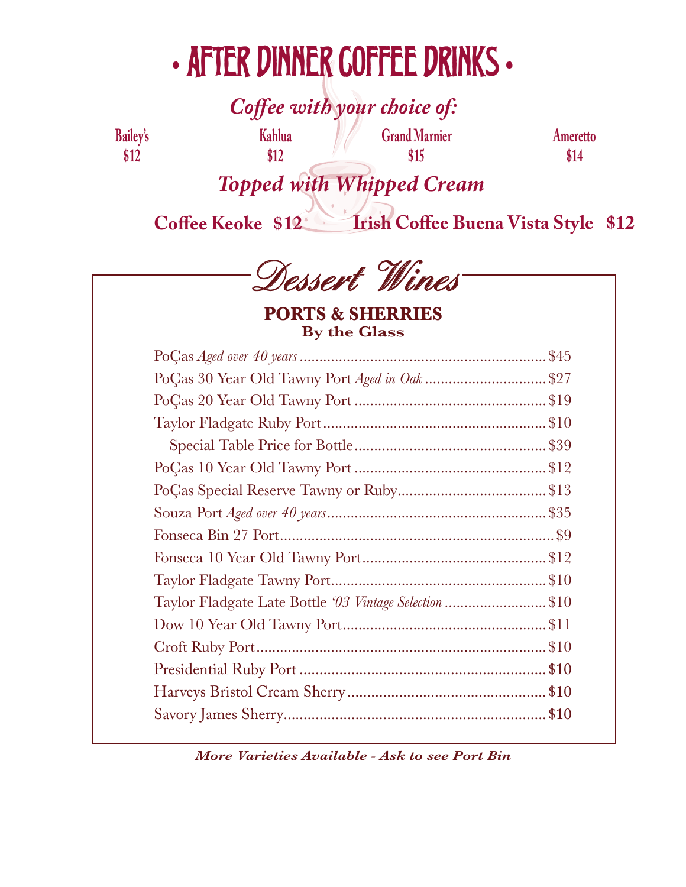# • AFTER DINNER COFFEE DRINKS •

*Coffee with your choice of:*

| Bailey's | Kahlua | Grand Marnier | Ameretto |
|---|---|---|---|
| $12 | $12 | $15 | $14 |

*Topped with Whipped Cream*

**Coffee Keoke $12** **Irish Coffee Buena Vista Style $12**

## Dessert Wines

### PORTS & SHERRIES
**By the Glass**

PoÇas *Aged over 40 years* .......... $45

PoÇas 30 Year Old Tawny Port *Aged in Oak* .......... $27

PoÇas 20 Year Old Tawny Port .......... $19

Taylor Fladgate Ruby Port .......... $10

Special Table Price for Bottle .......... $39

PoÇas 10 Year Old Tawny Port .......... $12

PoÇas Special Reserve Tawny or Ruby .......... $13

Souza Port *Aged over 40 years* .......... $35

Fonseca Bin 27 Port .......... $9

Fonseca 10 Year Old Tawny Port .......... $12

Taylor Fladgate Tawny Port .......... $10

Taylor Fladgate Late Bottle *'03 Vintage Selection* .......... $10

Dow 10 Year Old Tawny Port .......... $11

Croft Ruby Port .......... $10

Presidential Ruby Port .......... $10

Harveys Bristol Cream Sherry .......... $10

Savory James Sherry .......... $10

***More Varieties Available - Ask to see Port Bin***